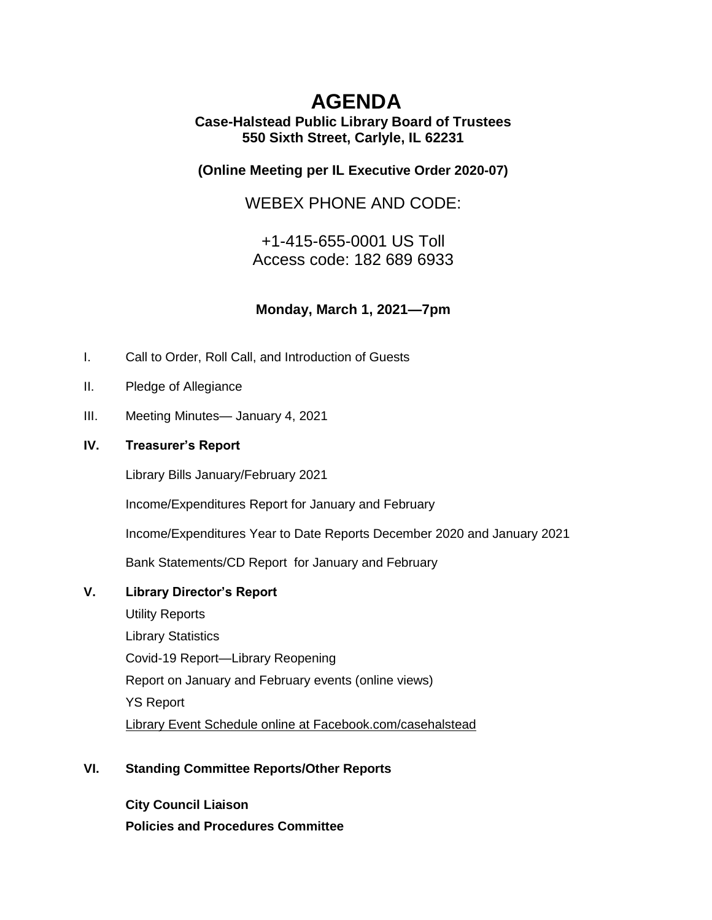# AGENDA

**Case-Halstead Public Library Board of Trustees**
**550 Sixth Street, Carlyle, IL 62231**

**(Online Meeting per IL Executive Order 2020-07)**

WEBEX PHONE AND CODE:

+1-415-655-0001 US Toll
Access code: 182 689 6933

**Monday, March 1, 2021—7pm**

I. Call to Order, Roll Call, and Introduction of Guests

II. Pledge of Allegiance

III. Meeting Minutes— January 4, 2021

**IV. Treasurer's Report**

Library Bills January/February 2021

Income/Expenditures Report for January and February

Income/Expenditures Year to Date Reports December 2020 and January 2021

Bank Statements/CD Report for January and February

**V. Library Director's Report**

Utility Reports

Library Statistics

Covid-19 Report—Library Reopening

Report on January and February events (online views)

YS Report

Library Event Schedule online at Facebook.com/casehalstead

**VI. Standing Committee Reports/Other Reports**

**City Council Liaison**

**Policies and Procedures Committee**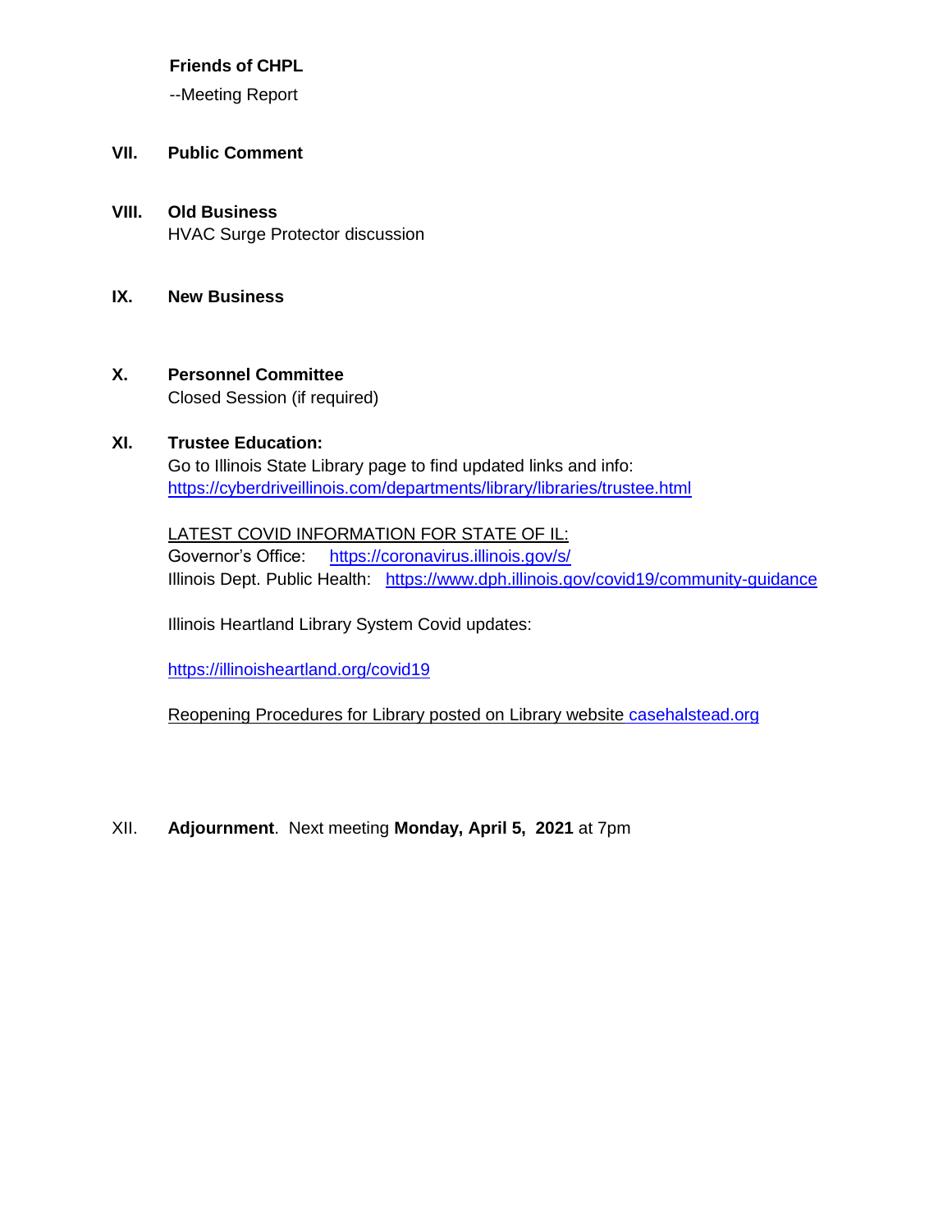**Friends of CHPL**

--Meeting Report

**VII. Public Comment**

**VIII. Old Business**

HVAC Surge Protector discussion

**IX. New Business**

**X. Personnel Committee**

Closed Session (if required)

**XI. Trustee Education:**

Go to Illinois State Library page to find updated links and info:
https://cyberdriveillinois.com/departments/library/libraries/trustee.html

LATEST COVID INFORMATION FOR STATE OF IL:
Governor's Office: https://coronavirus.illinois.gov/s/
Illinois Dept. Public Health: https://www.dph.illinois.gov/covid19/community-guidance

Illinois Heartland Library System Covid updates:

https://illinoisheartland.org/covid19

Reopening Procedures for Library posted on Library website casehalstead.org

XII. **Adjournment**. Next meeting **Monday, April 5, 2021** at 7pm